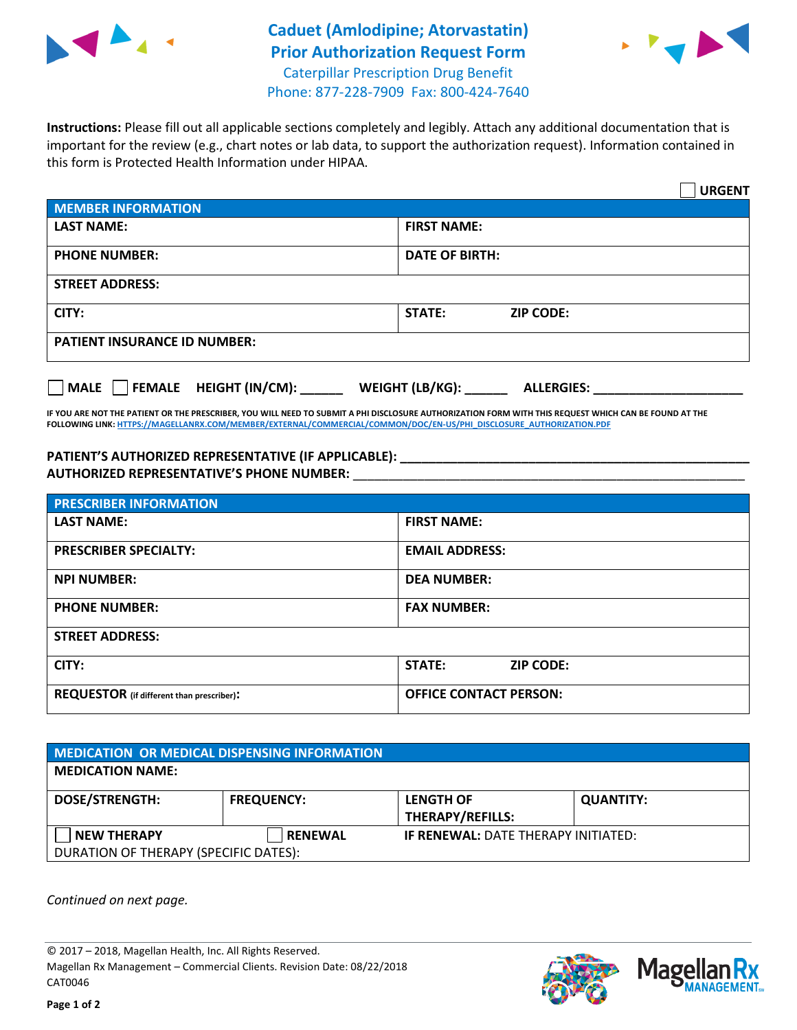# Caduet (Amlodipine; Atorvastatin) Prior Authorization Request Form

Caterpillar Prescription Drug Benefit
Phone: 877-228-7909 Fax: 800-424-7640

**Instructions:** Please fill out all applicable sections completely and legibly. Attach any additional documentation that is important for the review (e.g., chart notes or lab data, to support the authorization request). Information contained in this form is Protected Health Information under HIPAA.

☐ **URGENT**

| MEMBER INFORMATION | |
|---|---|
| **LAST NAME:** | **FIRST NAME:** |
| **PHONE NUMBER:** | **DATE OF BIRTH:** |
| **STREET ADDRESS:** | |
| **CITY:** | **STATE:** **ZIP CODE:** |
| **PATIENT INSURANCE ID NUMBER:** | |

☐ **MALE** ☐ **FEMALE** **HEIGHT (IN/CM):** ______ **WEIGHT (LB/KG):** ______ **ALLERGIES:** ____________________

**IF YOU ARE NOT THE PATIENT OR THE PRESCRIBER, YOU WILL NEED TO SUBMIT A PHI DISCLOSURE AUTHORIZATION FORM WITH THIS REQUEST WHICH CAN BE FOUND AT THE FOLLOWING LINK: HTTPS://MAGELLANRX.COM/MEMBER/EXTERNAL/COMMERCIAL/COMMON/DOC/EN-US/PHI_DISCLOSURE_AUTHORIZATION.PDF**

**PATIENT'S AUTHORIZED REPRESENTATIVE (IF APPLICABLE):** ____________________
**AUTHORIZED REPRESENTATIVE'S PHONE NUMBER:** ____________________

| PRESCRIBER INFORMATION | |
|---|---|
| **LAST NAME:** | **FIRST NAME:** |
| **PRESCRIBER SPECIALTY:** | **EMAIL ADDRESS:** |
| **NPI NUMBER:** | **DEA NUMBER:** |
| **PHONE NUMBER:** | **FAX NUMBER:** |
| **STREET ADDRESS:** | |
| **CITY:** | **STATE:** **ZIP CODE:** |
| **REQUESTOR** (if different than prescriber)**:** | **OFFICE CONTACT PERSON:** |

| MEDICATION OR MEDICAL DISPENSING INFORMATION | | | |
|---|---|---|---|
| **MEDICATION NAME:** | | | |
| **DOSE/STRENGTH:** | **FREQUENCY:** | **LENGTH OF THERAPY/REFILLS:** | **QUANTITY:** |
| ☐ **NEW THERAPY** | ☐ **RENEWAL** | **IF RENEWAL:** DATE THERAPY INITIATED: | |
| DURATION OF THERAPY (SPECIFIC DATES): | | | |

*Continued on next page.*

© 2017 – 2018, Magellan Health, Inc. All Rights Reserved.
Magellan Rx Management – Commercial Clients. Revision Date: 08/22/2018
CAT0046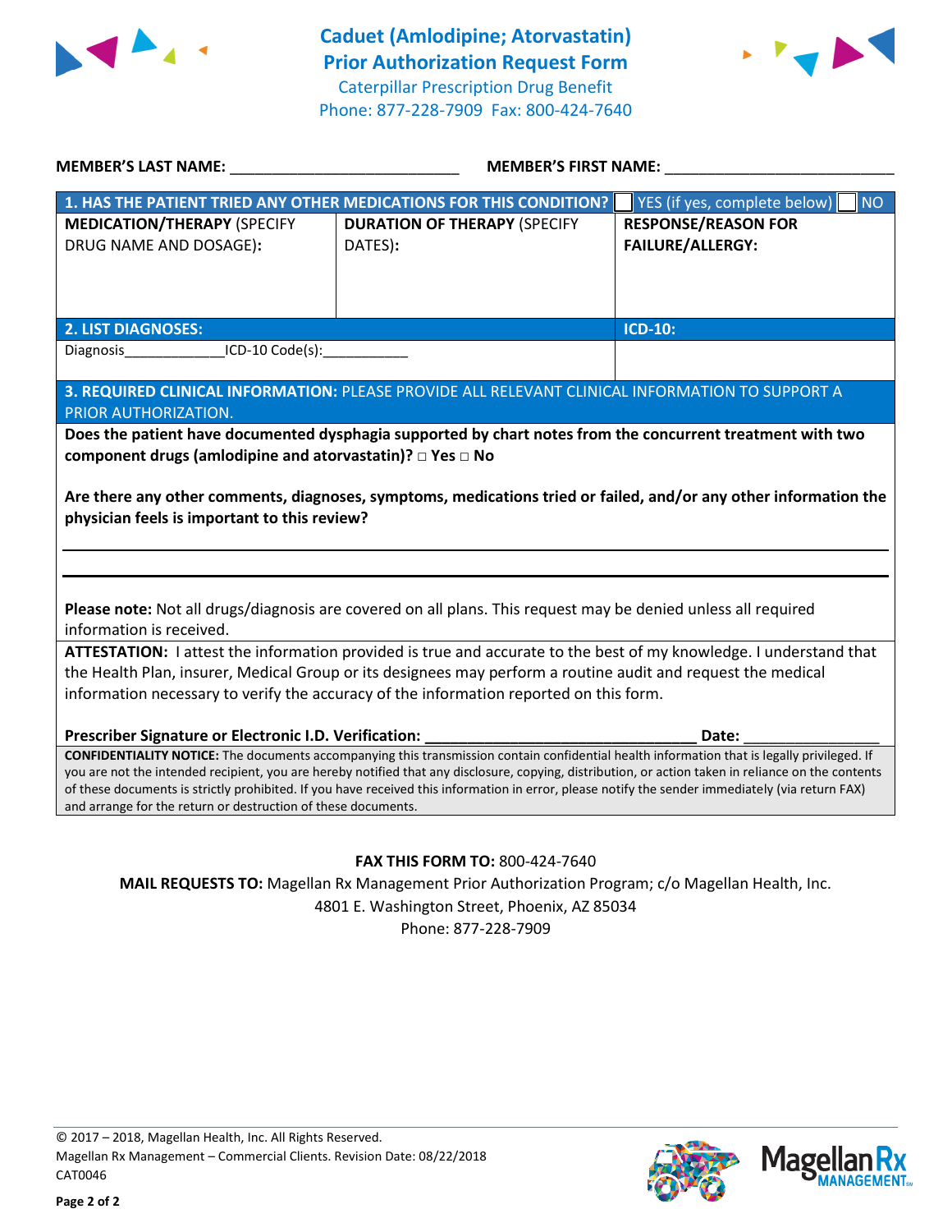# Caduet (Amlodipine; Atorvastatin) Prior Authorization Request Form

Caterpillar Prescription Drug Benefit
Phone: 877-228-7909 Fax: 800-424-7640

**MEMBER'S LAST NAME:** ___________________________ **MEMBER'S FIRST NAME:** ___________________________

| **1. HAS THE PATIENT TRIED ANY OTHER MEDICATIONS FOR THIS CONDITION?** | | ☐ YES (if yes, complete below) ☐ NO |
|---|---|---|
| **MEDICATION/THERAPY** (SPECIFY DRUG NAME AND DOSAGE): | **DURATION OF THERAPY** (SPECIFY DATES): | **RESPONSE/REASON FOR FAILURE/ALLERGY:** |
| | | |

| **2. LIST DIAGNOSES:** | **ICD-10:** |
|---|---|
| Diagnosis_____________ICD-10 Code(s):___________ | |

**3. REQUIRED CLINICAL INFORMATION:** PLEASE PROVIDE ALL RELEVANT CLINICAL INFORMATION TO SUPPORT A PRIOR AUTHORIZATION.

**Does the patient have documented dysphagia supported by chart notes from the concurrent treatment with two component drugs (amlodipine and atorvastatin)? □ Yes □ No**

**Are there any other comments, diagnoses, symptoms, medications tried or failed, and/or any other information the physician feels is important to this review?**

_______________________________________________________________

_______________________________________________________________

**Please note:** Not all drugs/diagnosis are covered on all plans. This request may be denied unless all required information is received.

**ATTESTATION:** I attest the information provided is true and accurate to the best of my knowledge. I understand that the Health Plan, insurer, Medical Group or its designees may perform a routine audit and request the medical information necessary to verify the accuracy of the information reported on this form.

**Prescriber Signature or Electronic I.D. Verification:** _______________________________ **Date:** _______________

**CONFIDENTIALITY NOTICE:** The documents accompanying this transmission contain confidential health information that is legally privileged. If you are not the intended recipient, you are hereby notified that any disclosure, copying, distribution, or action taken in reliance on the contents of these documents is strictly prohibited. If you have received this information in error, please notify the sender immediately (via return FAX) and arrange for the return or destruction of these documents.

**FAX THIS FORM TO:** 800-424-7640

**MAIL REQUESTS TO:** Magellan Rx Management Prior Authorization Program; c/o Magellan Health, Inc.
4801 E. Washington Street, Phoenix, AZ 85034
Phone: 877-228-7909

© 2017 – 2018, Magellan Health, Inc. All Rights Reserved.
Magellan Rx Management – Commercial Clients. Revision Date: 08/22/2018
CAT0046